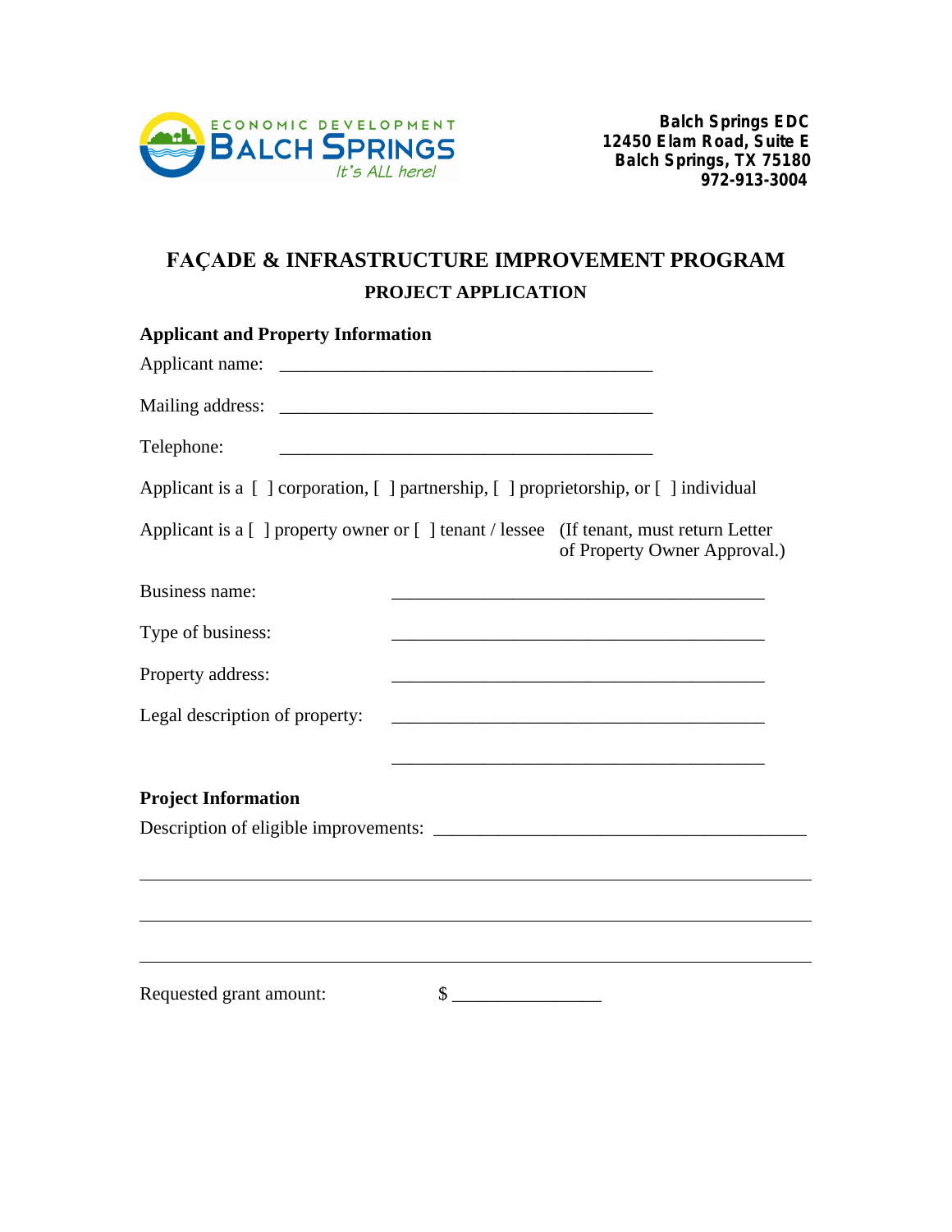ECONOMIC DEVELOPMENT
BALCH SPRINGS
*It's ALL here!*

**Balch Springs EDC**
**12450 Elam Road, Suite E**
**Balch Springs, TX 75180**
**972-913-3004**

# FAÇADE & INFRASTRUCTURE IMPROVEMENT PROGRAM

## PROJECT APPLICATION

**Applicant and Property Information**

Applicant name: ________________________________________

Mailing address: ________________________________________

Telephone: ________________________________________

Applicant is a [ ] corporation, [ ] partnership, [ ] proprietorship, or [ ] individual

Applicant is a [ ] property owner or [ ] tenant / lessee (If tenant, must return Letter of Property Owner Approval.)

Business name: ________________________________________

Type of business: ________________________________________

Property address: ________________________________________

Legal description of property: ________________________________________

________________________________________

**Project Information**

Description of eligible improvements: ________________________________________

________________________________________________________________________________

________________________________________________________________________________

________________________________________________________________________________

Requested grant amount: $ ________________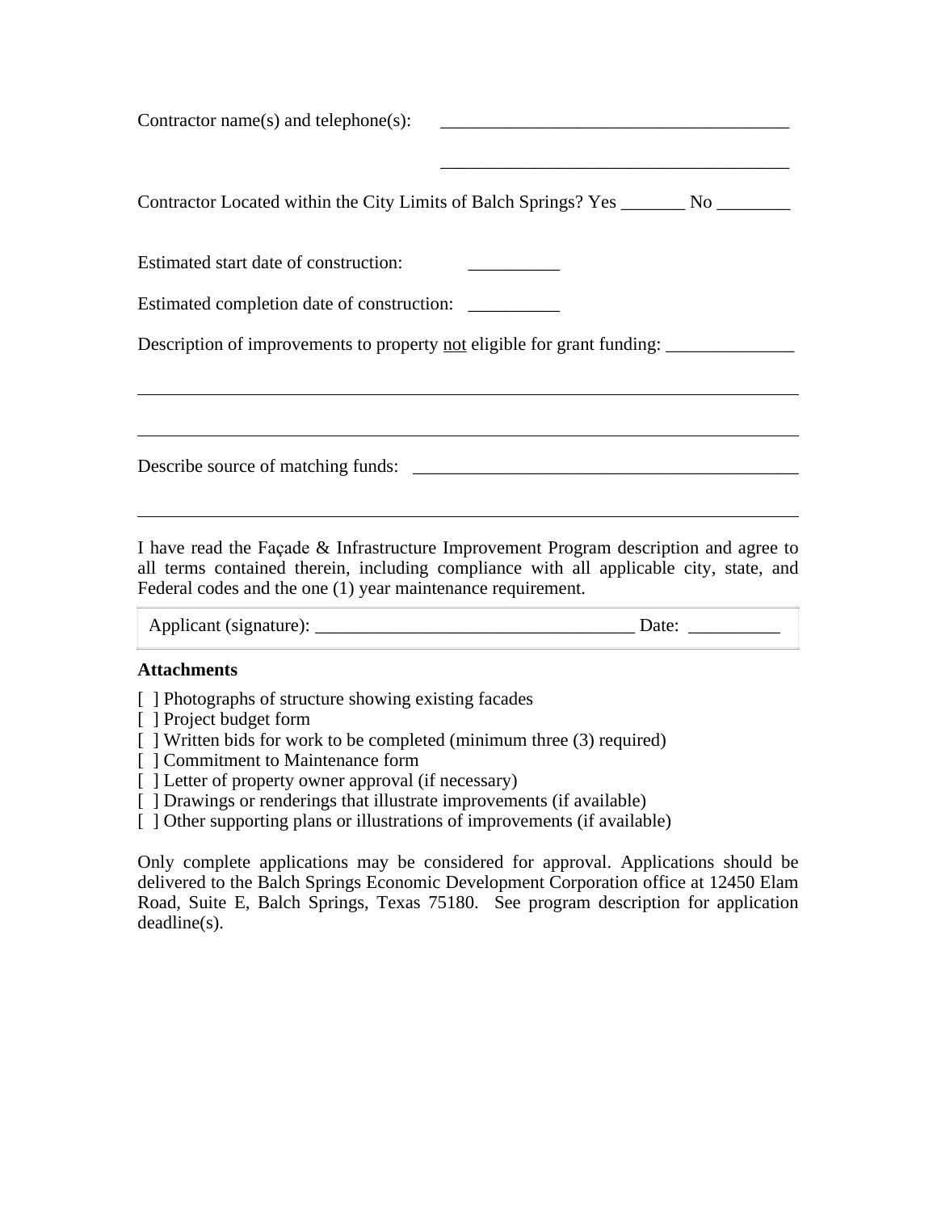Contractor name(s) and telephone(s): _______________________________________

_______________________________________

Contractor Located within the City Limits of Balch Springs? Yes _______ No ________

Estimated start date of construction: __________

Estimated completion date of construction: __________

Description of improvements to property <u>not</u> eligible for grant funding: ______________

___________________________________________________________________________

___________________________________________________________________________

Describe source of matching funds: ___________________________________________

___________________________________________________________________________

I have read the Façade & Infrastructure Improvement Program description and agree to all terms contained therein, including compliance with all applicable city, state, and Federal codes and the one (1) year maintenance requirement.

Applicant (signature): ___________________________________ Date: __________

**Attachments**

[ ] Photographs of structure showing existing facades
[ ] Project budget form
[ ] Written bids for work to be completed (minimum three (3) required)
[ ] Commitment to Maintenance form
[ ] Letter of property owner approval (if necessary)
[ ] Drawings or renderings that illustrate improvements (if available)
[ ] Other supporting plans or illustrations of improvements (if available)

Only complete applications may be considered for approval. Applications should be delivered to the Balch Springs Economic Development Corporation office at 12450 Elam Road, Suite E, Balch Springs, Texas 75180. See program description for application deadline(s).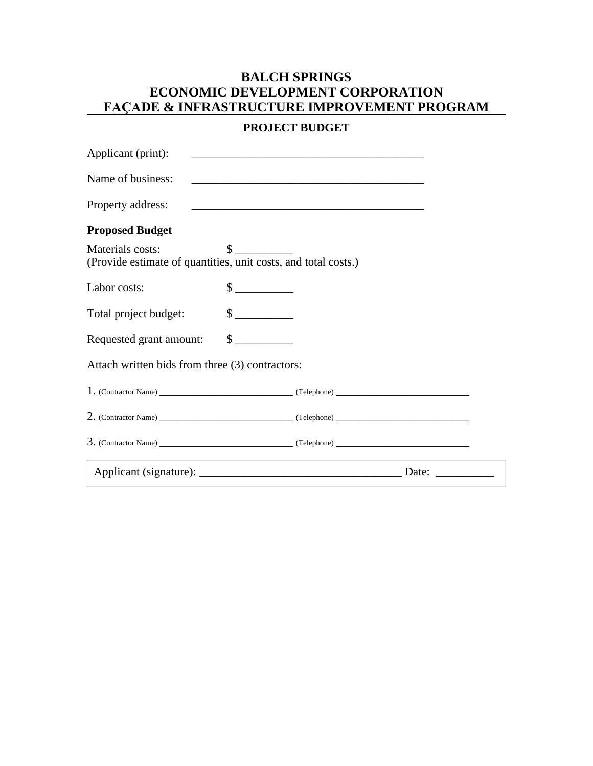# BALCH SPRINGS
# ECONOMIC DEVELOPMENT CORPORATION
# FAÇADE & INFRASTRUCTURE IMPROVEMENT PROGRAM

## PROJECT BUDGET

Applicant (print): ________________________________________

Name of business: ________________________________________

Property address: ________________________________________

**Proposed Budget**

Materials costs: $ __________
(Provide estimate of quantities, unit costs, and total costs.)

Labor costs: $ __________

Total project budget: $ __________

Requested grant amount: $ __________

Attach written bids from three (3) contractors:

1. (Contractor Name) ___________________________ (Telephone) ___________________________

2. (Contractor Name) ___________________________ (Telephone) ___________________________

3. (Contractor Name) ___________________________ (Telephone) ___________________________

Applicant (signature): ___________________________________ Date: __________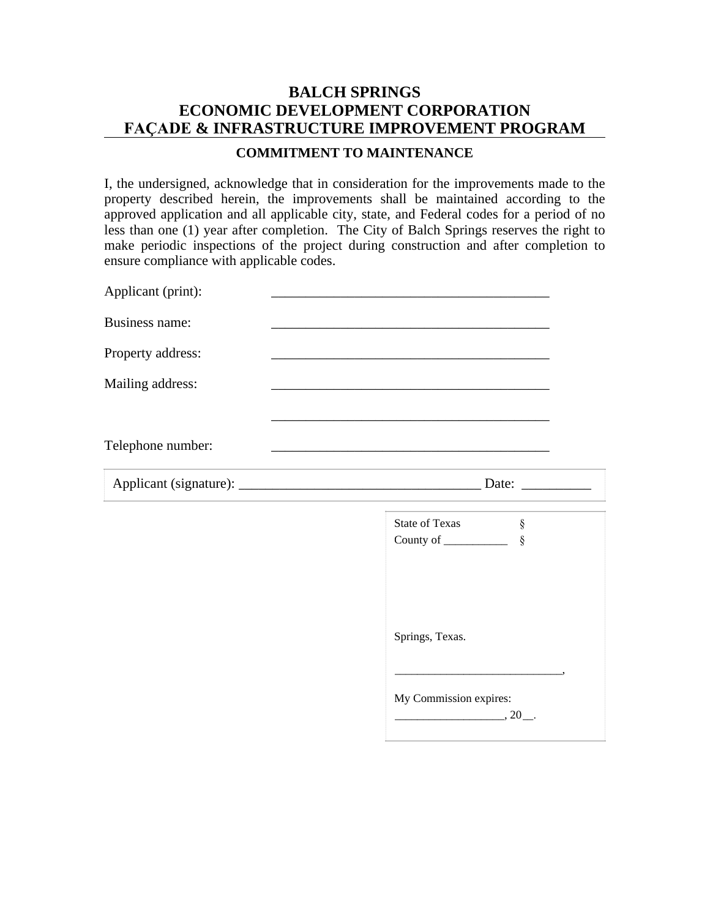# BALCH SPRINGS
# ECONOMIC DEVELOPMENT CORPORATION
# FAÇADE & INFRASTRUCTURE IMPROVEMENT PROGRAM

### COMMITMENT TO MAINTENANCE

I, the undersigned, acknowledge that in consideration for the improvements made to the property described herein, the improvements shall be maintained according to the approved application and all applicable city, state, and Federal codes for a period of no less than one (1) year after completion. The City of Balch Springs reserves the right to make periodic inspections of the project during construction and after completion to ensure compliance with applicable codes.

Applicant (print): ________________________________________

Business name: ________________________________________

Property address: ________________________________________

Mailing address: ________________________________________

________________________________________

Telephone number: ________________________________________

Applicant (signature): ___________________________________ Date: __________

State of Texas §
County of ___________ §

Springs, Texas.

____________________________,

My Commission expires:
__________________, 20__.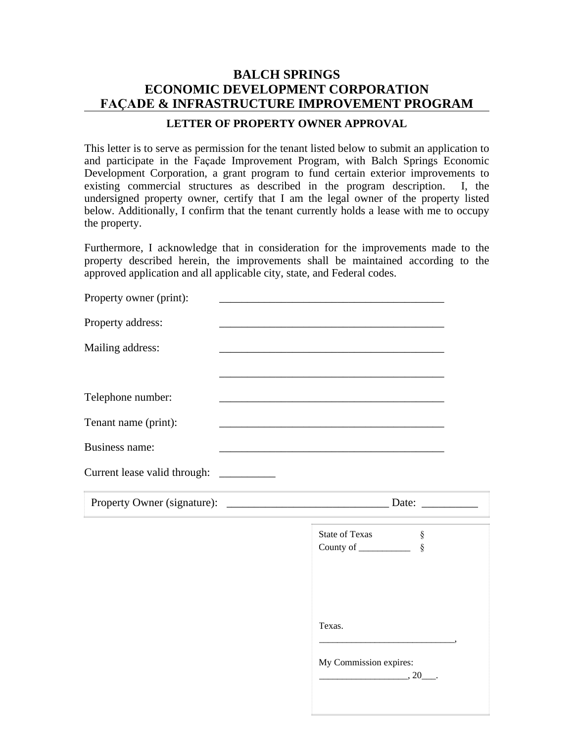# BALCH SPRINGS
# ECONOMIC DEVELOPMENT CORPORATION
# FAÇADE & INFRASTRUCTURE IMPROVEMENT PROGRAM

### LETTER OF PROPERTY OWNER APPROVAL

This letter is to serve as permission for the tenant listed below to submit an application to and participate in the Façade Improvement Program, with Balch Springs Economic Development Corporation, a grant program to fund certain exterior improvements to existing commercial structures as described in the program description. I, the undersigned property owner, certify that I am the legal owner of the property listed below. Additionally, I confirm that the tenant currently holds a lease with me to occupy the property.

Furthermore, I acknowledge that in consideration for the improvements made to the property described herein, the improvements shall be maintained according to the approved application and all applicable city, state, and Federal codes.

Property owner (print): _________________________________________

Property address: _________________________________________

Mailing address: _________________________________________

_________________________________________

Telephone number: _________________________________________

Tenant name (print): _________________________________________

Business name: _________________________________________

Current lease valid through: __________

Property Owner (signature): _____________________________ Date: __________

State of Texas §
County of ___________ §

Texas.
_____________________________,

My Commission expires:
___________________, 20___.